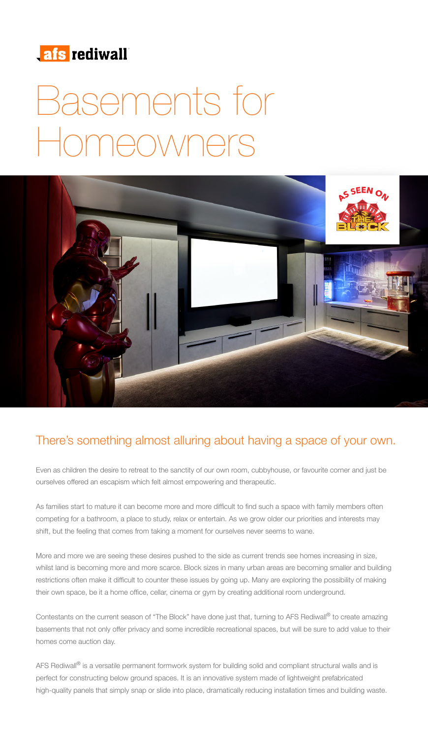afs rediwall

# Basements for Homeowners

## There's something almost alluring about having a space of your own.

Even as children the desire to retreat to the sanctity of our own room, cubbyhouse, or favourite corner and just be ourselves offered an escapism which felt almost empowering and therapeutic.

As families start to mature it can become more and more difficult to find such a space with family members often competing for a bathroom, a place to study, relax or entertain. As we grow older our priorities and interests may shift, but the feeling that comes from taking a moment for ourselves never seems to wane.

More and more we are seeing these desires pushed to the side as current trends see homes increasing in size, whilst land is becoming more and more scarce. Block sizes in many urban areas are becoming smaller and building restrictions often make it difficult to counter these issues by going up. Many are exploring the possibility of making their own space, be it a home office, cellar, cinema or gym by creating additional room underground.

Contestants on the current season of "The Block" have done just that, turning to AFS Rediwall® to create amazing basements that not only offer privacy and some incredible recreational spaces, but will be sure to add value to their homes come auction day.

AFS Rediwall® is a versatile permanent formwork system for building solid and compliant structural walls and is perfect for constructing below ground spaces. It is an innovative system made of lightweight prefabricated high-quality panels that simply snap or slide into place, dramatically reducing installation times and building waste.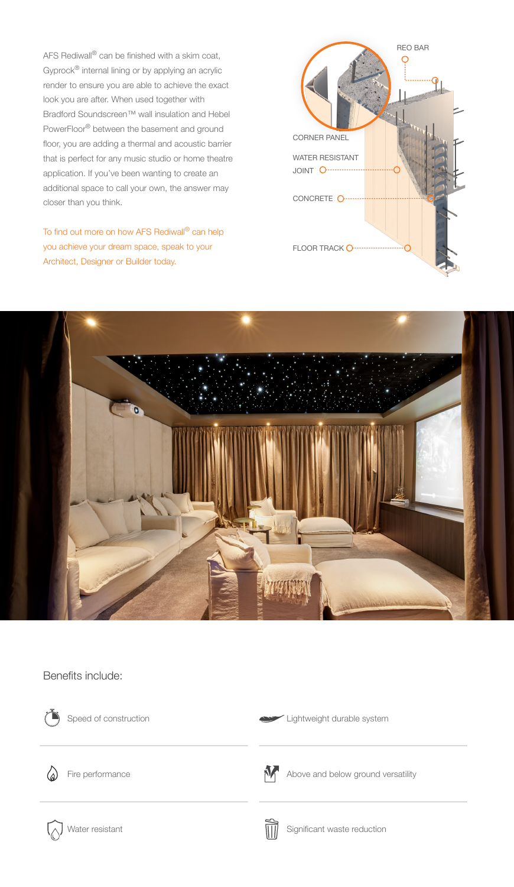AFS Rediwall® can be finished with a skim coat, Gyprock® internal lining or by applying an acrylic render to ensure you are able to achieve the exact look you are after. When used together with Bradford Soundscreen™ wall insulation and Hebel PowerFloor® between the basement and ground floor, you are adding a thermal and acoustic barrier that is perfect for any music studio or home theatre application. If you've been wanting to create an additional space to call your own, the answer may closer than you think.

To find out more on how AFS Rediwall® can help you achieve your dream space, speak to your Architect, Designer or Builder today.

REO BAR

CORNER PANEL

WATER RESISTANT JOINT

CONCRETE

FLOOR TRACK

## Benefits include:

- Speed of construction
- Lightweight durable system
- Fire performance
- Above and below ground versatility
- Water resistant
- Significant waste reduction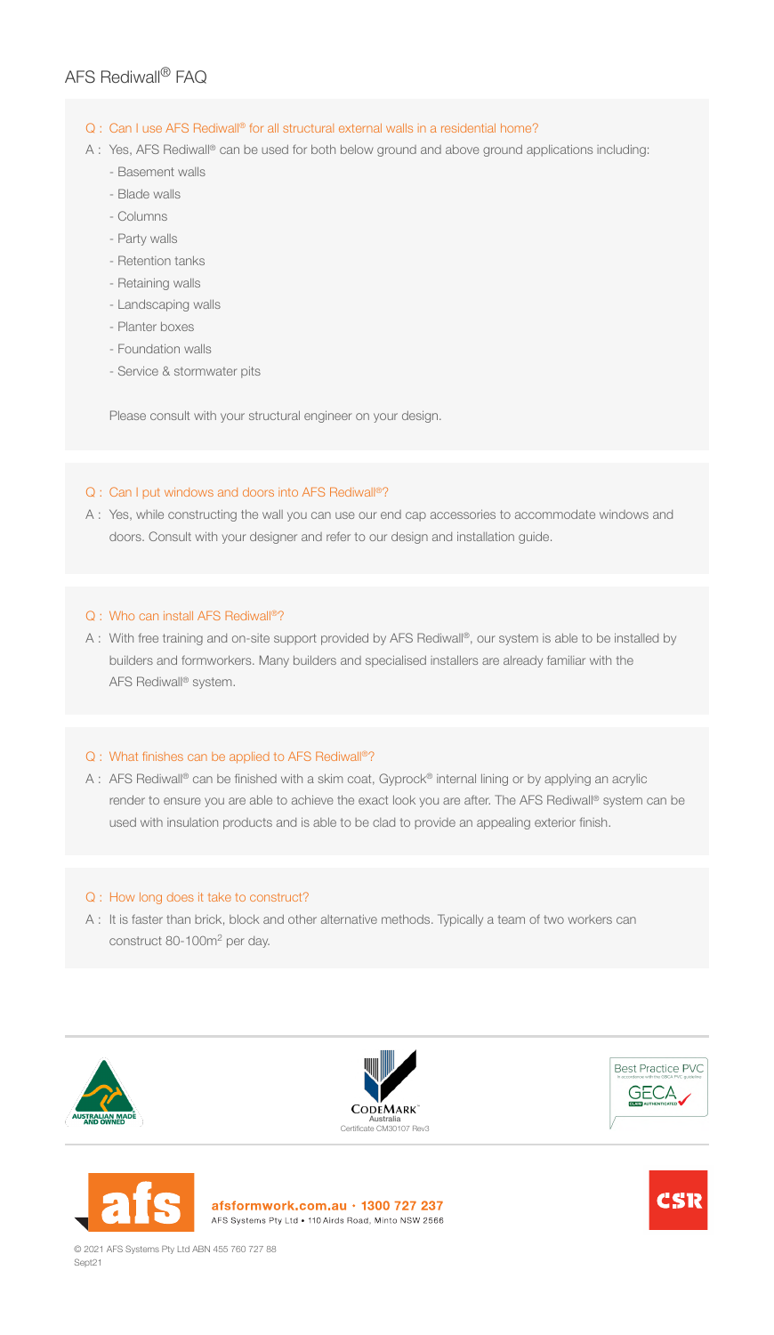# AFS Rediwall® FAQ

Q : Can I use AFS Rediwall® for all structural external walls in a residential home?

A : Yes, AFS Rediwall® can be used for both below ground and above ground applications including:

- Basement walls
- Blade walls
- Columns
- Party walls
- Retention tanks
- Retaining walls
- Landscaping walls
- Planter boxes
- Foundation walls
- Service & stormwater pits

Please consult with your structural engineer on your design.

Q : Can I put windows and doors into AFS Rediwall®?

A : Yes, while constructing the wall you can use our end cap accessories to accommodate windows and doors. Consult with your designer and refer to our design and installation guide.

Q : Who can install AFS Rediwall®?

A : With free training and on-site support provided by AFS Rediwall®, our system is able to be installed by builders and formworkers. Many builders and specialised installers are already familiar with the AFS Rediwall® system.

Q : What finishes can be applied to AFS Rediwall®?

A : AFS Rediwall® can be finished with a skim coat, Gyprock® internal lining or by applying an acrylic render to ensure you are able to achieve the exact look you are after. The AFS Rediwall® system can be used with insulation products and is able to be clad to provide an appealing exterior finish.

Q : How long does it take to construct?

A : It is faster than brick, block and other alternative methods. Typically a team of two workers can construct 80-100m² per day.

AUSTRALIAN MADE AND OWNED

CODEMARK Australia Certificate CM30107 Rev3

Best Practice PVC GECA

afsformwork.com.au · 1300 727 237

AFS Systems Pty Ltd • 110 Airds Road, Minto NSW 2566

© 2021 AFS Systems Pty Ltd ABN 455 760 727 88

Sept21